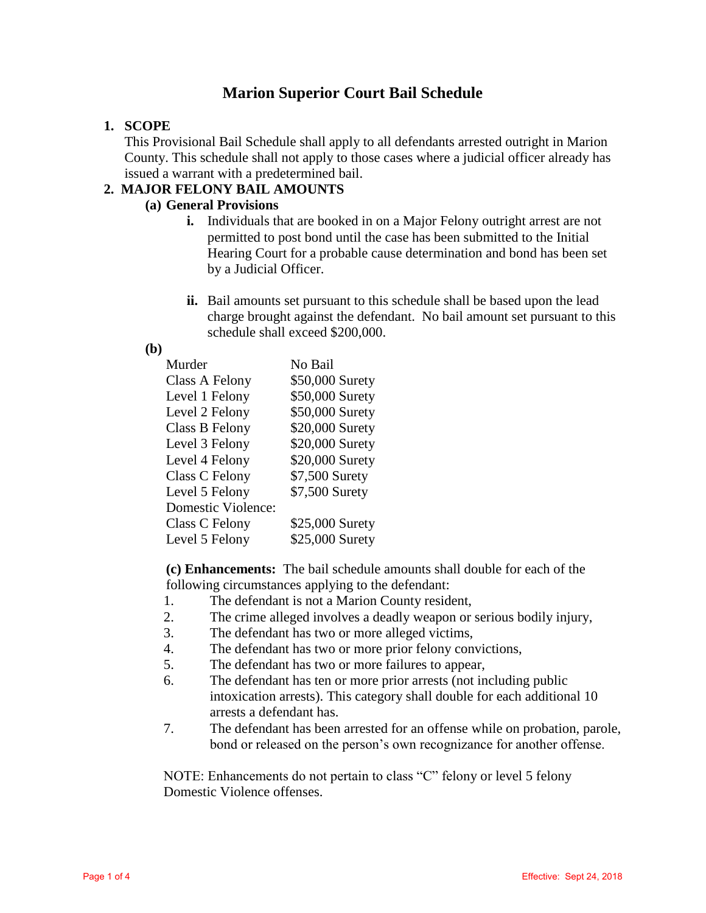# Marion Superior Court Bail Schedule

**1. SCOPE**

This Provisional Bail Schedule shall apply to all defendants arrested outright in Marion County. This schedule shall not apply to those cases where a judicial officer already has issued a warrant with a predetermined bail.

**2. MAJOR FELONY BAIL AMOUNTS**

**(a) General Provisions**

**i.** Individuals that are booked in on a Major Felony outright arrest are not permitted to post bond until the case has been submitted to the Initial Hearing Court for a probable cause determination and bond has been set by a Judicial Officer.

**ii.** Bail amounts set pursuant to this schedule shall be based upon the lead charge brought against the defendant. No bail amount set pursuant to this schedule shall exceed $200,000.

**(b)**

| | |
|---|---|
| Murder | No Bail |
| Class A Felony | $50,000 Surety |
| Level 1 Felony | $50,000 Surety |
| Level 2 Felony | $50,000 Surety |
| Class B Felony | $20,000 Surety |
| Level 3 Felony | $20,000 Surety |
| Level 4 Felony | $20,000 Surety |
| Class C Felony | $7,500 Surety |
| Level 5 Felony | $7,500 Surety |
| Domestic Violence: | |
| Class C Felony | $25,000 Surety |
| Level 5 Felony | $25,000 Surety |

**(c) Enhancements:** The bail schedule amounts shall double for each of the following circumstances applying to the defendant:

1. The defendant is not a Marion County resident,
2. The crime alleged involves a deadly weapon or serious bodily injury,
3. The defendant has two or more alleged victims,
4. The defendant has two or more prior felony convictions,
5. The defendant has two or more failures to appear,
6. The defendant has ten or more prior arrests (not including public intoxication arrests). This category shall double for each additional 10 arrests a defendant has.
7. The defendant has been arrested for an offense while on probation, parole, bond or released on the person's own recognizance for another offense.

NOTE: Enhancements do not pertain to class "C" felony or level 5 felony Domestic Violence offenses.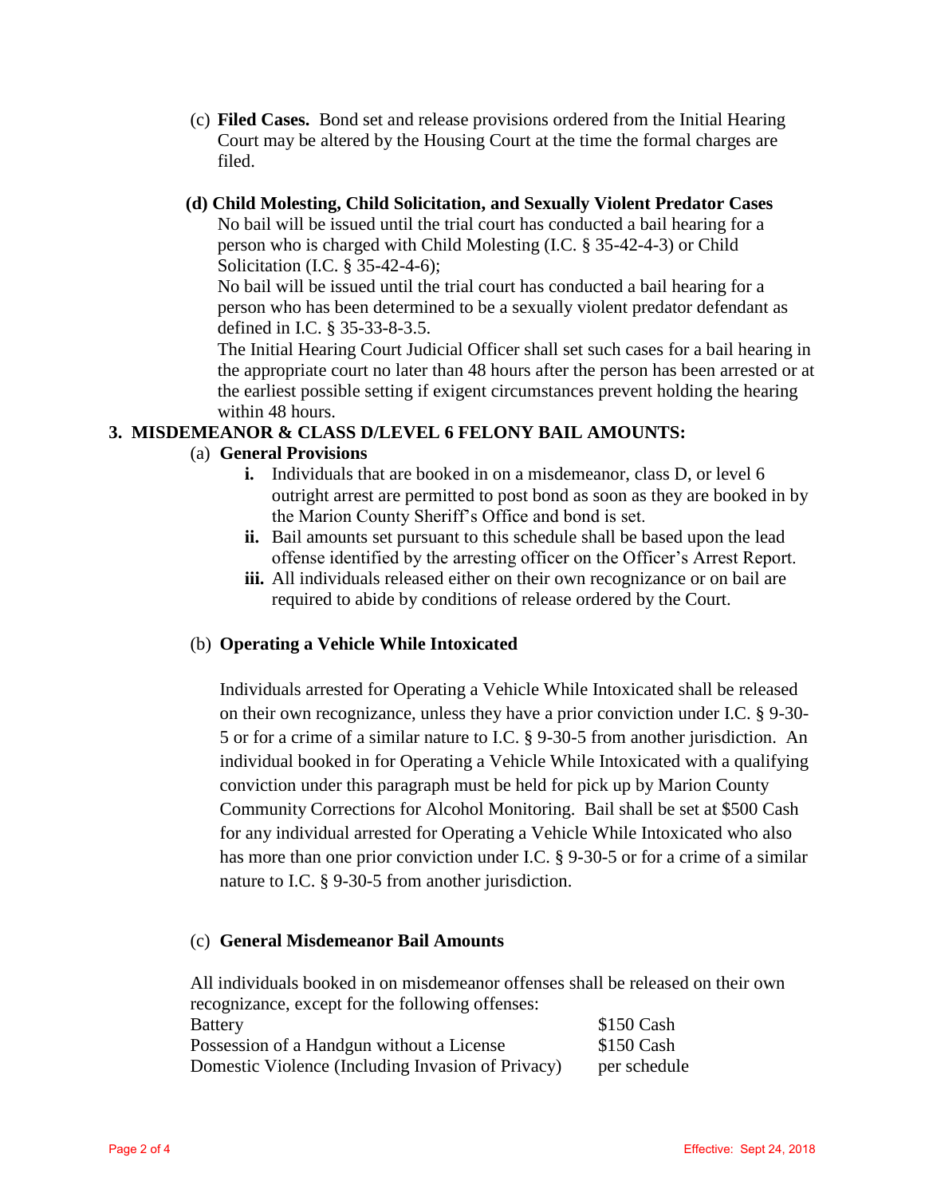(c) **Filed Cases.** Bond set and release provisions ordered from the Initial Hearing Court may be altered by the Housing Court at the time the formal charges are filed.

**(d) Child Molesting, Child Solicitation, and Sexually Violent Predator Cases**

No bail will be issued until the trial court has conducted a bail hearing for a person who is charged with Child Molesting (I.C. § 35-42-4-3) or Child Solicitation (I.C. § 35-42-4-6);

No bail will be issued until the trial court has conducted a bail hearing for a person who has been determined to be a sexually violent predator defendant as defined in I.C. § 35-33-8-3.5.

The Initial Hearing Court Judicial Officer shall set such cases for a bail hearing in the appropriate court no later than 48 hours after the person has been arrested or at the earliest possible setting if exigent circumstances prevent holding the hearing within 48 hours.

## 3. MISDEMEANOR & CLASS D/LEVEL 6 FELONY BAIL AMOUNTS:

(a) **General Provisions**

- **i.** Individuals that are booked in on a misdemeanor, class D, or level 6 outright arrest are permitted to post bond as soon as they are booked in by the Marion County Sheriff's Office and bond is set.
- **ii.** Bail amounts set pursuant to this schedule shall be based upon the lead offense identified by the arresting officer on the Officer's Arrest Report.
- **iii.** All individuals released either on their own recognizance or on bail are required to abide by conditions of release ordered by the Court.

(b) **Operating a Vehicle While Intoxicated**

Individuals arrested for Operating a Vehicle While Intoxicated shall be released on their own recognizance, unless they have a prior conviction under I.C. § 9-30-5 or for a crime of a similar nature to I.C. § 9-30-5 from another jurisdiction. An individual booked in for Operating a Vehicle While Intoxicated with a qualifying conviction under this paragraph must be held for pick up by Marion County Community Corrections for Alcohol Monitoring. Bail shall be set at $500 Cash for any individual arrested for Operating a Vehicle While Intoxicated who also has more than one prior conviction under I.C. § 9-30-5 or for a crime of a similar nature to I.C. § 9-30-5 from another jurisdiction.

(c) **General Misdemeanor Bail Amounts**

All individuals booked in on misdemeanor offenses shall be released on their own recognizance, except for the following offenses:

| Offense | Bail |
|---|---|
| Battery | $150 Cash |
| Possession of a Handgun without a License | $150 Cash |
| Domestic Violence (Including Invasion of Privacy) | per schedule |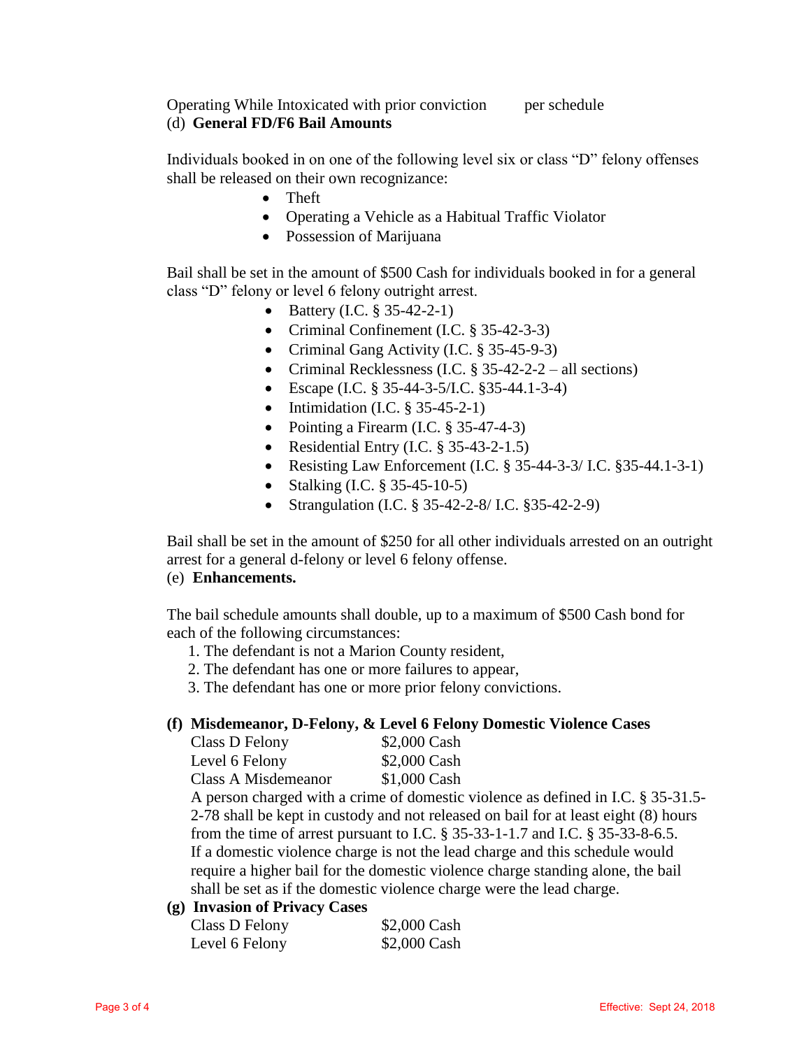| | |
|---|---|
| Operating While Intoxicated with prior conviction | per schedule |

(d) **General FD/F6 Bail Amounts**

Individuals booked in on one of the following level six or class "D" felony offenses shall be released on their own recognizance:

- Theft
- Operating a Vehicle as a Habitual Traffic Violator
- Possession of Marijuana

Bail shall be set in the amount of $500 Cash for individuals booked in for a general class "D" felony or level 6 felony outright arrest.

- Battery (I.C. § 35-42-2-1)
- Criminal Confinement (I.C. § 35-42-3-3)
- Criminal Gang Activity (I.C. § 35-45-9-3)
- Criminal Recklessness (I.C. § 35-42-2-2 – all sections)
- Escape (I.C. § 35-44-3-5/I.C. §35-44.1-3-4)
- Intimidation (I.C. § 35-45-2-1)
- Pointing a Firearm (I.C. § 35-47-4-3)
- Residential Entry (I.C. § 35-43-2-1.5)
- Resisting Law Enforcement (I.C. § 35-44-3-3/ I.C. §35-44.1-3-1)
- Stalking (I.C. § 35-45-10-5)
- Strangulation (I.C. § 35-42-2-8/ I.C. §35-42-2-9)

Bail shall be set in the amount of $250 for all other individuals arrested on an outright arrest for a general d-felony or level 6 felony offense.

(e) **Enhancements.**

The bail schedule amounts shall double, up to a maximum of $500 Cash bond for each of the following circumstances:

1. The defendant is not a Marion County resident,
2. The defendant has one or more failures to appear,
3. The defendant has one or more prior felony convictions.

**(f) Misdemeanor, D-Felony, & Level 6 Felony Domestic Violence Cases**

| | |
|---|---|
| Class D Felony | $2,000 Cash |
| Level 6 Felony | $2,000 Cash |
| Class A Misdemeanor | $1,000 Cash |

A person charged with a crime of domestic violence as defined in I.C. § 35-31.5-2-78 shall be kept in custody and not released on bail for at least eight (8) hours from the time of arrest pursuant to I.C. § 35-33-1-1.7 and I.C. § 35-33-8-6.5. If a domestic violence charge is not the lead charge and this schedule would require a higher bail for the domestic violence charge standing alone, the bail shall be set as if the domestic violence charge were the lead charge.

**(g) Invasion of Privacy Cases**

| | |
|---|---|
| Class D Felony | $2,000 Cash |
| Level 6 Felony | $2,000 Cash |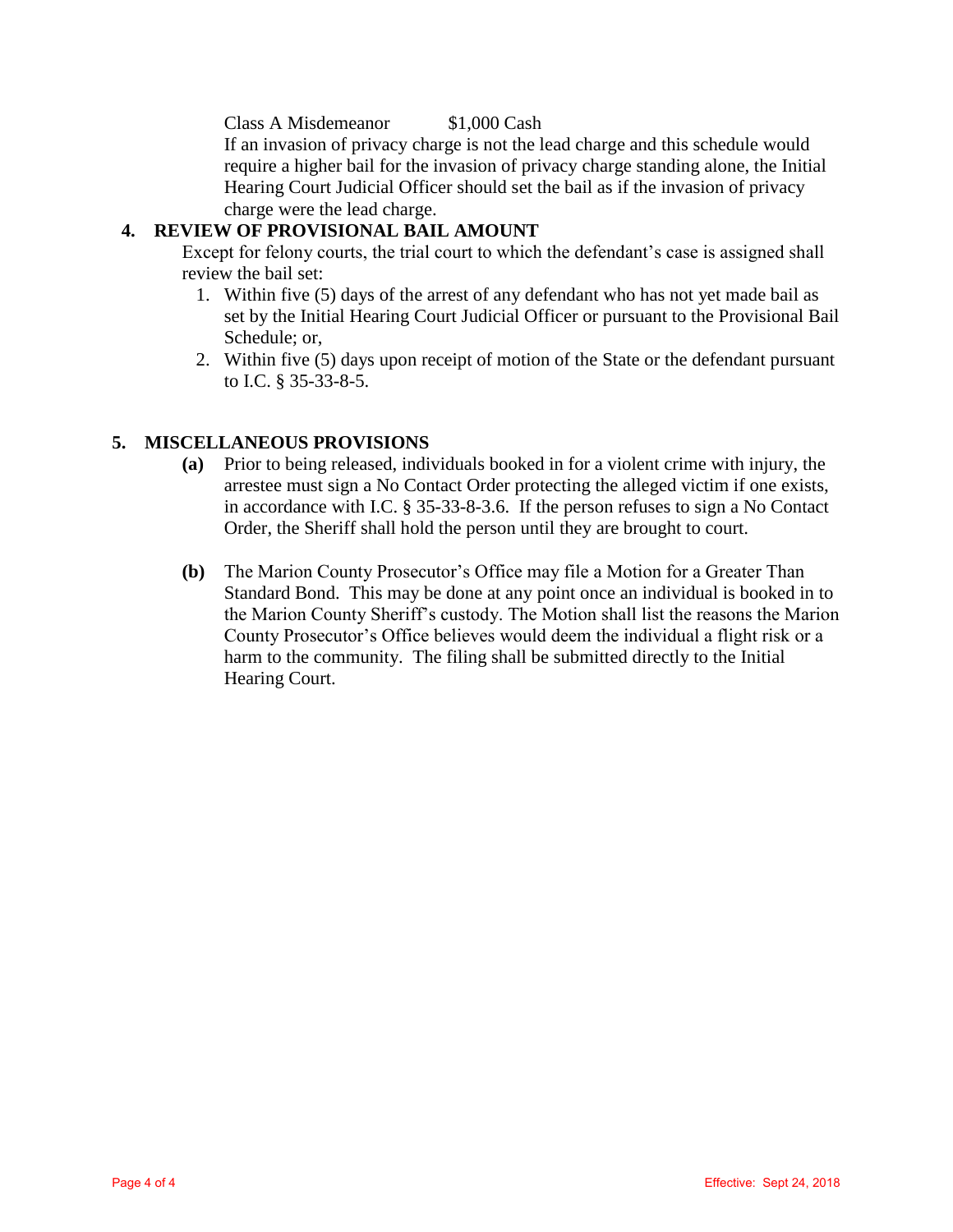Class A Misdemeanor $1,000 Cash

If an invasion of privacy charge is not the lead charge and this schedule would require a higher bail for the invasion of privacy charge standing alone, the Initial Hearing Court Judicial Officer should set the bail as if the invasion of privacy charge were the lead charge.

## 4. REVIEW OF PROVISIONAL BAIL AMOUNT

Except for felony courts, the trial court to which the defendant's case is assigned shall review the bail set:

1. Within five (5) days of the arrest of any defendant who has not yet made bail as set by the Initial Hearing Court Judicial Officer or pursuant to the Provisional Bail Schedule; or,
2. Within five (5) days upon receipt of motion of the State or the defendant pursuant to I.C. § 35-33-8-5.

## 5. MISCELLANEOUS PROVISIONS

**(a)** Prior to being released, individuals booked in for a violent crime with injury, the arrestee must sign a No Contact Order protecting the alleged victim if one exists, in accordance with I.C. § 35-33-8-3.6. If the person refuses to sign a No Contact Order, the Sheriff shall hold the person until they are brought to court.

**(b)** The Marion County Prosecutor's Office may file a Motion for a Greater Than Standard Bond. This may be done at any point once an individual is booked in to the Marion County Sheriff's custody. The Motion shall list the reasons the Marion County Prosecutor's Office believes would deem the individual a flight risk or a harm to the community. The filing shall be submitted directly to the Initial Hearing Court.